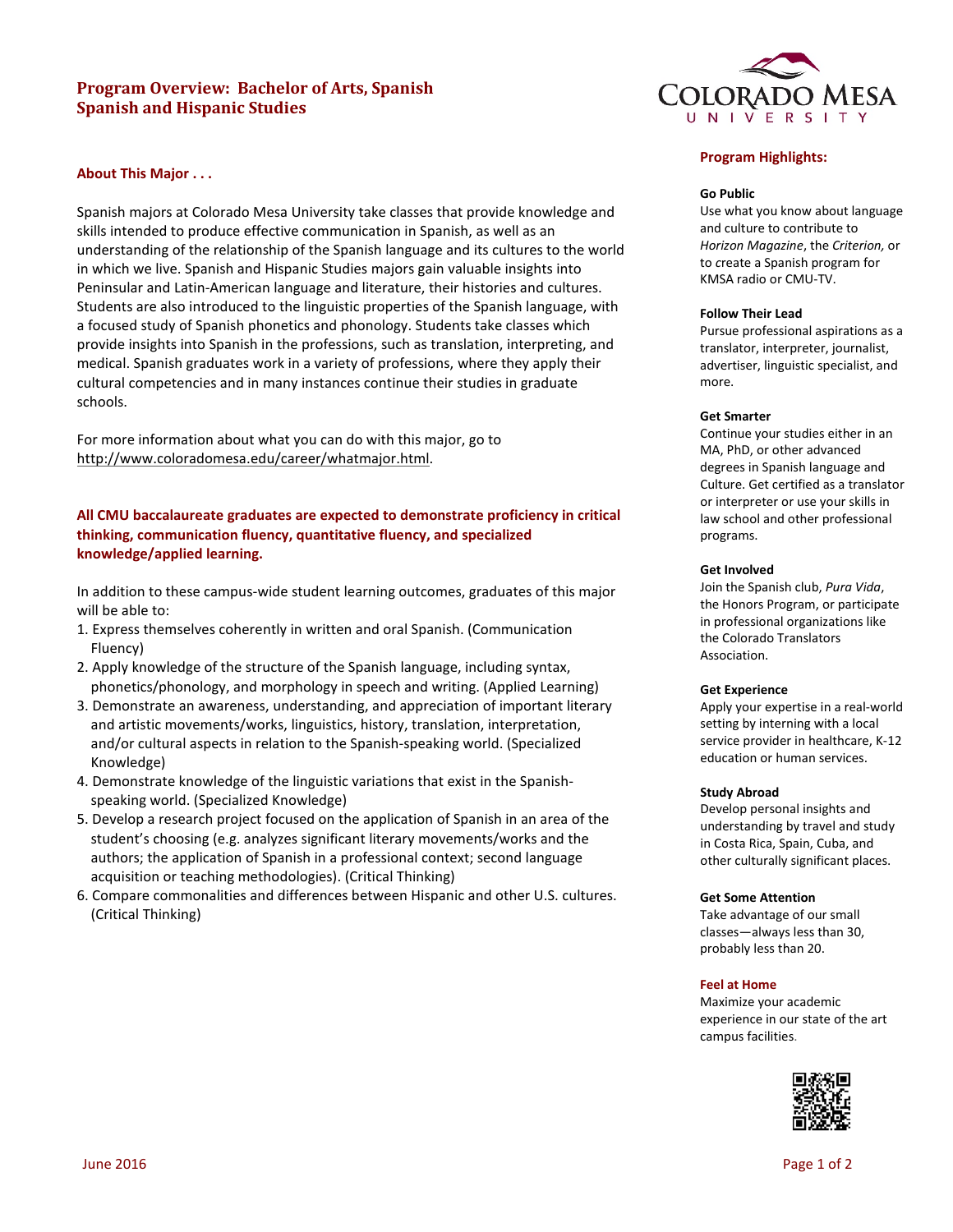# Program Overview: Bachelor of Arts, Spanish
# Spanish and Hispanic Studies

## About This Major . . .

Spanish majors at Colorado Mesa University take classes that provide knowledge and skills intended to produce effective communication in Spanish, as well as an understanding of the relationship of the Spanish language and its cultures to the world in which we live. Spanish and Hispanic Studies majors gain valuable insights into Peninsular and Latin-American language and literature, their histories and cultures. Students are also introduced to the linguistic properties of the Spanish language, with a focused study of Spanish phonetics and phonology. Students take classes which provide insights into Spanish in the professions, such as translation, interpreting, and medical. Spanish graduates work in a variety of professions, where they apply their cultural competencies and in many instances continue their studies in graduate schools.

For more information about what you can do with this major, go to http://www.coloradomesa.edu/career/whatmajor.html.

**All CMU baccalaureate graduates are expected to demonstrate proficiency in critical thinking, communication fluency, quantitative fluency, and specialized knowledge/applied learning.**

In addition to these campus-wide student learning outcomes, graduates of this major will be able to:

1. Express themselves coherently in written and oral Spanish. (Communication Fluency)
2. Apply knowledge of the structure of the Spanish language, including syntax, phonetics/phonology, and morphology in speech and writing. (Applied Learning)
3. Demonstrate an awareness, understanding, and appreciation of important literary and artistic movements/works, linguistics, history, translation, interpretation, and/or cultural aspects in relation to the Spanish-speaking world. (Specialized Knowledge)
4. Demonstrate knowledge of the linguistic variations that exist in the Spanish-speaking world. (Specialized Knowledge)
5. Develop a research project focused on the application of Spanish in an area of the student's choosing (e.g. analyzes significant literary movements/works and the authors; the application of Spanish in a professional context; second language acquisition or teaching methodologies). (Critical Thinking)
6. Compare commonalities and differences between Hispanic and other U.S. cultures. (Critical Thinking)

## Program Highlights:

**Go Public**
Use what you know about language and culture to contribute to *Horizon Magazine*, the *Criterion*, or to create a Spanish program for KMSA radio or CMU-TV.

**Follow Their Lead**
Pursue professional aspirations as a translator, interpreter, journalist, advertiser, linguistic specialist, and more.

**Get Smarter**
Continue your studies either in an MA, PhD, or other advanced degrees in Spanish language and Culture. Get certified as a translator or interpreter or use your skills in law school and other professional programs.

**Get Involved**
Join the Spanish club, *Pura Vida*, the Honors Program, or participate in professional organizations like the Colorado Translators Association.

**Get Experience**
Apply your expertise in a real-world setting by interning with a local service provider in healthcare, K-12 education or human services.

**Study Abroad**
Develop personal insights and understanding by travel and study in Costa Rica, Spain, Cuba, and other culturally significant places.

**Get Some Attention**
Take advantage of our small classes—always less than 30, probably less than 20.

**Feel at Home**
Maximize your academic experience in our state of the art campus facilities.

June 2016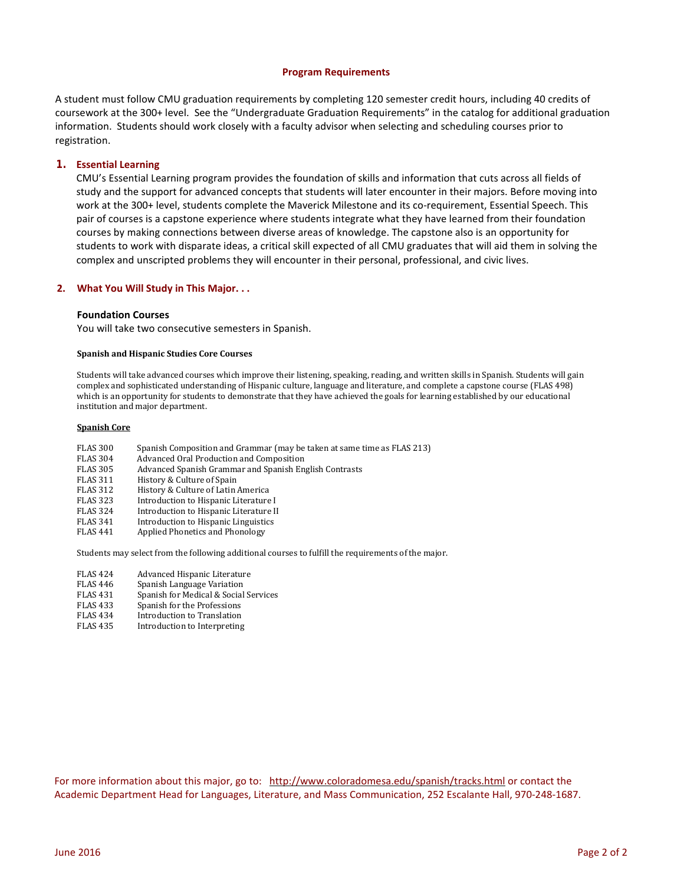## Program Requirements

A student must follow CMU graduation requirements by completing 120 semester credit hours, including 40 credits of coursework at the 300+ level. See the "Undergraduate Graduation Requirements" in the catalog for additional graduation information. Students should work closely with a faculty advisor when selecting and scheduling courses prior to registration.

### 1. Essential Learning

CMU's Essential Learning program provides the foundation of skills and information that cuts across all fields of study and the support for advanced concepts that students will later encounter in their majors. Before moving into work at the 300+ level, students complete the Maverick Milestone and its co-requirement, Essential Speech. This pair of courses is a capstone experience where students integrate what they have learned from their foundation courses by making connections between diverse areas of knowledge. The capstone also is an opportunity for students to work with disparate ideas, a critical skill expected of all CMU graduates that will aid them in solving the complex and unscripted problems they will encounter in their personal, professional, and civic lives.

### 2. What You Will Study in This Major. . .

**Foundation Courses**

You will take two consecutive semesters in Spanish.

**Spanish and Hispanic Studies Core Courses**

Students will take advanced courses which improve their listening, speaking, reading, and written skills in Spanish. Students will gain complex and sophisticated understanding of Hispanic culture, language and literature, and complete a capstone course (FLAS 498) which is an opportunity for students to demonstrate that they have achieved the goals for learning established by our educational institution and major department.

**Spanish Core**

| | |
|---|---|
| FLAS 300 | Spanish Composition and Grammar (may be taken at same time as FLAS 213) |
| FLAS 304 | Advanced Oral Production and Composition |
| FLAS 305 | Advanced Spanish Grammar and Spanish English Contrasts |
| FLAS 311 | History & Culture of Spain |
| FLAS 312 | History & Culture of Latin America |
| FLAS 323 | Introduction to Hispanic Literature I |
| FLAS 324 | Introduction to Hispanic Literature II |
| FLAS 341 | Introduction to Hispanic Linguistics |
| FLAS 441 | Applied Phonetics and Phonology |

Students may select from the following additional courses to fulfill the requirements of the major.

| | |
|---|---|
| FLAS 424 | Advanced Hispanic Literature |
| FLAS 446 | Spanish Language Variation |
| FLAS 431 | Spanish for Medical & Social Services |
| FLAS 433 | Spanish for the Professions |
| FLAS 434 | Introduction to Translation |
| FLAS 435 | Introduction to Interpreting |

For more information about this major, go to: http://www.coloradomesa.edu/spanish/tracks.html or contact the Academic Department Head for Languages, Literature, and Mass Communication, 252 Escalante Hall, 970-248-1687.

June 2016